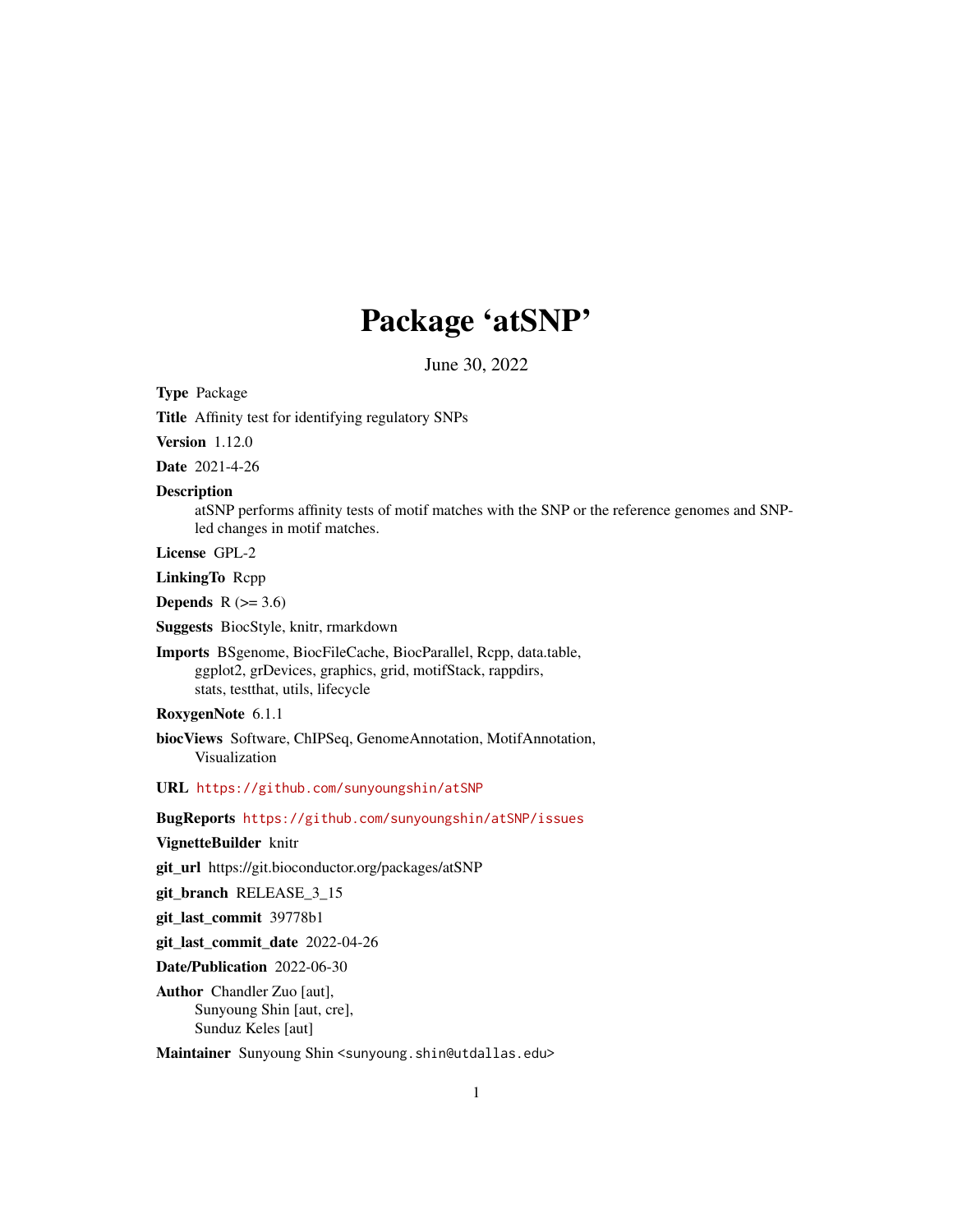# Package 'atSNP'

June 30, 2022

**Type** Package

**Title** Affinity test for identifying regulatory SNPs

**Version** 1.12.0

**Date** 2021-4-26

**Description**
atSNP performs affinity tests of motif matches with the SNP or the reference genomes and SNP-led changes in motif matches.

**License** GPL-2

**LinkingTo** Rcpp

**Depends** R (>= 3.6)

**Suggests** BiocStyle, knitr, rmarkdown

**Imports** BSgenome, BiocFileCache, BiocParallel, Rcpp, data.table, ggplot2, grDevices, graphics, grid, motifStack, rappdirs, stats, testthat, utils, lifecycle

**RoxygenNote** 6.1.1

**biocViews** Software, ChIPSeq, GenomeAnnotation, MotifAnnotation, Visualization

**URL** https://github.com/sunyoungshin/atSNP

**BugReports** https://github.com/sunyoungshin/atSNP/issues

**VignetteBuilder** knitr

**git_url** https://git.bioconductor.org/packages/atSNP

**git_branch** RELEASE_3_15

**git_last_commit** 39778b1

**git_last_commit_date** 2022-04-26

**Date/Publication** 2022-06-30

**Author** Chandler Zuo [aut],
Sunyoung Shin [aut, cre],
Sunduz Keles [aut]

**Maintainer** Sunyoung Shin <sunyoung.shin@utdallas.edu>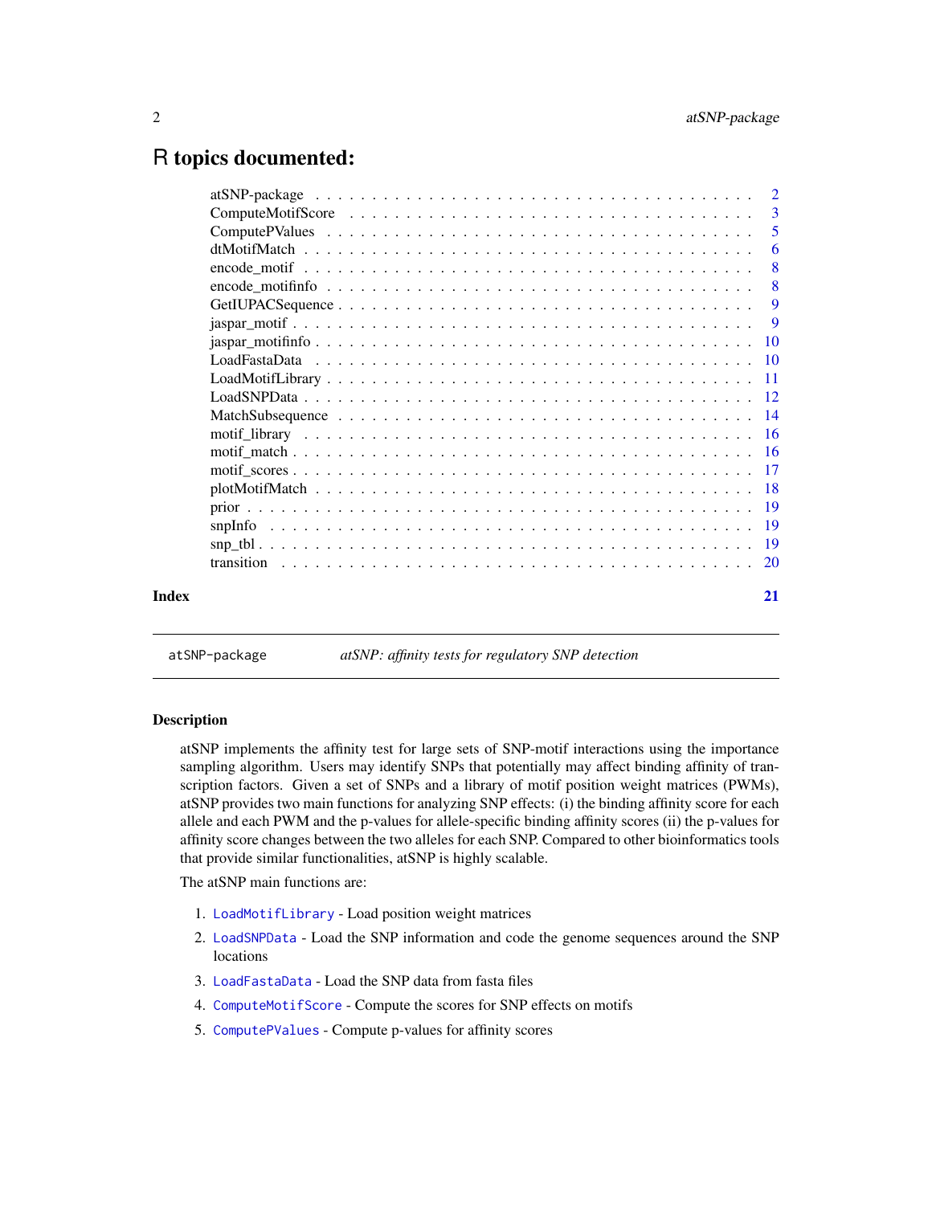# R topics documented:

| | |
|---|---|
| atSNP-package | 2 |
| ComputeMotifScore | 3 |
| ComputePValues | 5 |
| dtMotifMatch | 6 |
| encode_motif | 8 |
| encode_motifinfo | 8 |
| GetIUPACSequence | 9 |
| jaspar_motif | 9 |
| jaspar_motifinfo | 10 |
| LoadFastaData | 10 |
| LoadMotifLibrary | 11 |
| LoadSNPData | 12 |
| MatchSubsequence | 14 |
| motif_library | 16 |
| motif_match | 16 |
| motif_scores | 17 |
| plotMotifMatch | 18 |
| prior | 19 |
| snpInfo | 19 |
| snp_tbl | 19 |
| transition | 20 |
| **Index** | **21** |

---

## atSNP-package — *atSNP: affinity tests for regulatory SNP detection*

### Description

atSNP implements the affinity test for large sets of SNP-motif interactions using the importance sampling algorithm. Users may identify SNPs that potentially may affect binding affinity of transcription factors. Given a set of SNPs and a library of motif position weight matrices (PWMs), atSNP provides two main functions for analyzing SNP effects: (i) the binding affinity score for each allele and each PWM and the p-values for allele-specific binding affinity scores (ii) the p-values for affinity score changes between the two alleles for each SNP. Compared to other bioinformatics tools that provide similar functionalities, atSNP is highly scalable.

The atSNP main functions are:

1. `LoadMotifLibrary` - Load position weight matrices
2. `LoadSNPData` - Load the SNP information and code the genome sequences around the SNP locations
3. `LoadFastaData` - Load the SNP data from fasta files
4. `ComputeMotifScore` - Compute the scores for SNP effects on motifs
5. `ComputePValues` - Compute p-values for affinity scores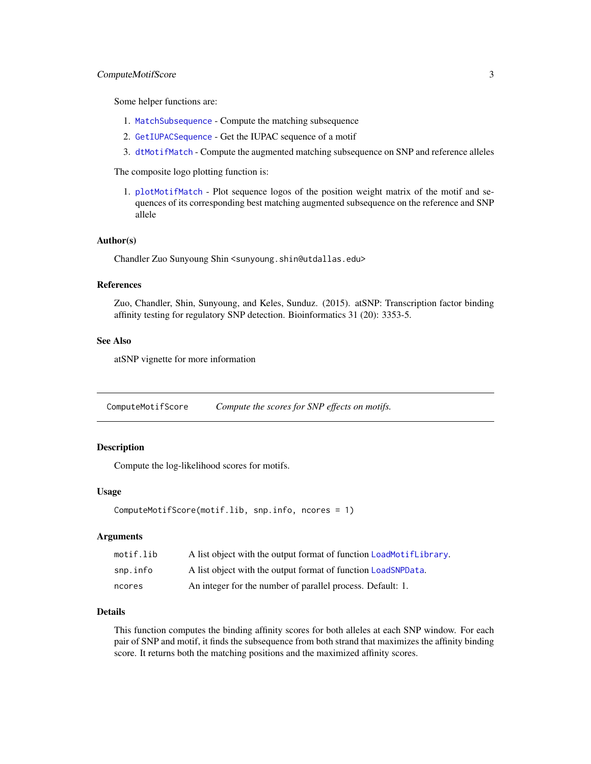Some helper functions are:

1. `MatchSubsequence` - Compute the matching subsequence
2. `GetIUPACSequence` - Get the IUPAC sequence of a motif
3. `dtMotifMatch` - Compute the augmented matching subsequence on SNP and reference alleles

The composite logo plotting function is:

1. `plotMotifMatch` - Plot sequence logos of the position weight matrix of the motif and sequences of its corresponding best matching augmented subsequence on the reference and SNP allele

### Author(s)

Chandler Zuo Sunyoung Shin <sunyoung.shin@utdallas.edu>

### References

Zuo, Chandler, Shin, Sunyoung, and Keles, Sunduz. (2015). atSNP: Transcription factor binding affinity testing for regulatory SNP detection. Bioinformatics 31 (20): 3353-5.

### See Also

atSNP vignette for more information

---

## ComputeMotifScore — *Compute the scores for SNP effects on motifs.*

---

### Description

Compute the log-likelihood scores for motifs.

### Usage

```
ComputeMotifScore(motif.lib, snp.info, ncores = 1)
```

### Arguments

| | |
|---|---|
| `motif.lib` | A list object with the output format of function `LoadMotifLibrary`. |
| `snp.info` | A list object with the output format of function `LoadSNPData`. |
| `ncores` | An integer for the number of parallel process. Default: 1. |

### Details

This function computes the binding affinity scores for both alleles at each SNP window. For each pair of SNP and motif, it finds the subsequence from both strand that maximizes the affinity binding score. It returns both the matching positions and the maximized affinity scores.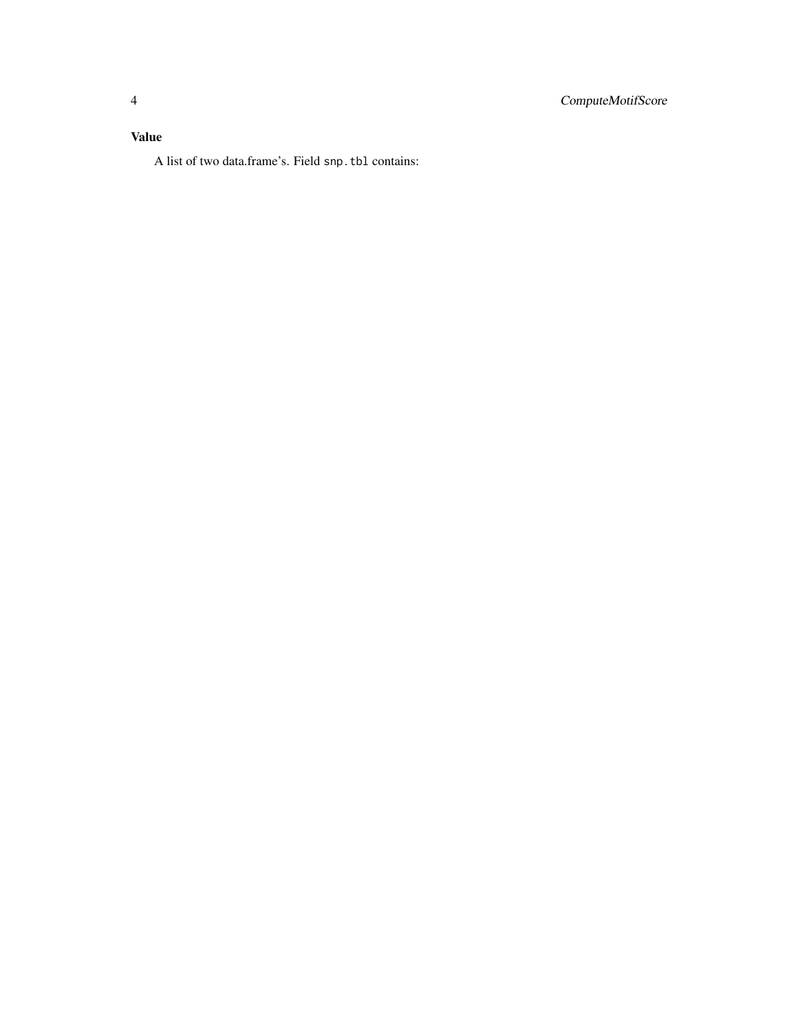### Value

A list of two data.frame's. Field `snp.tbl` contains: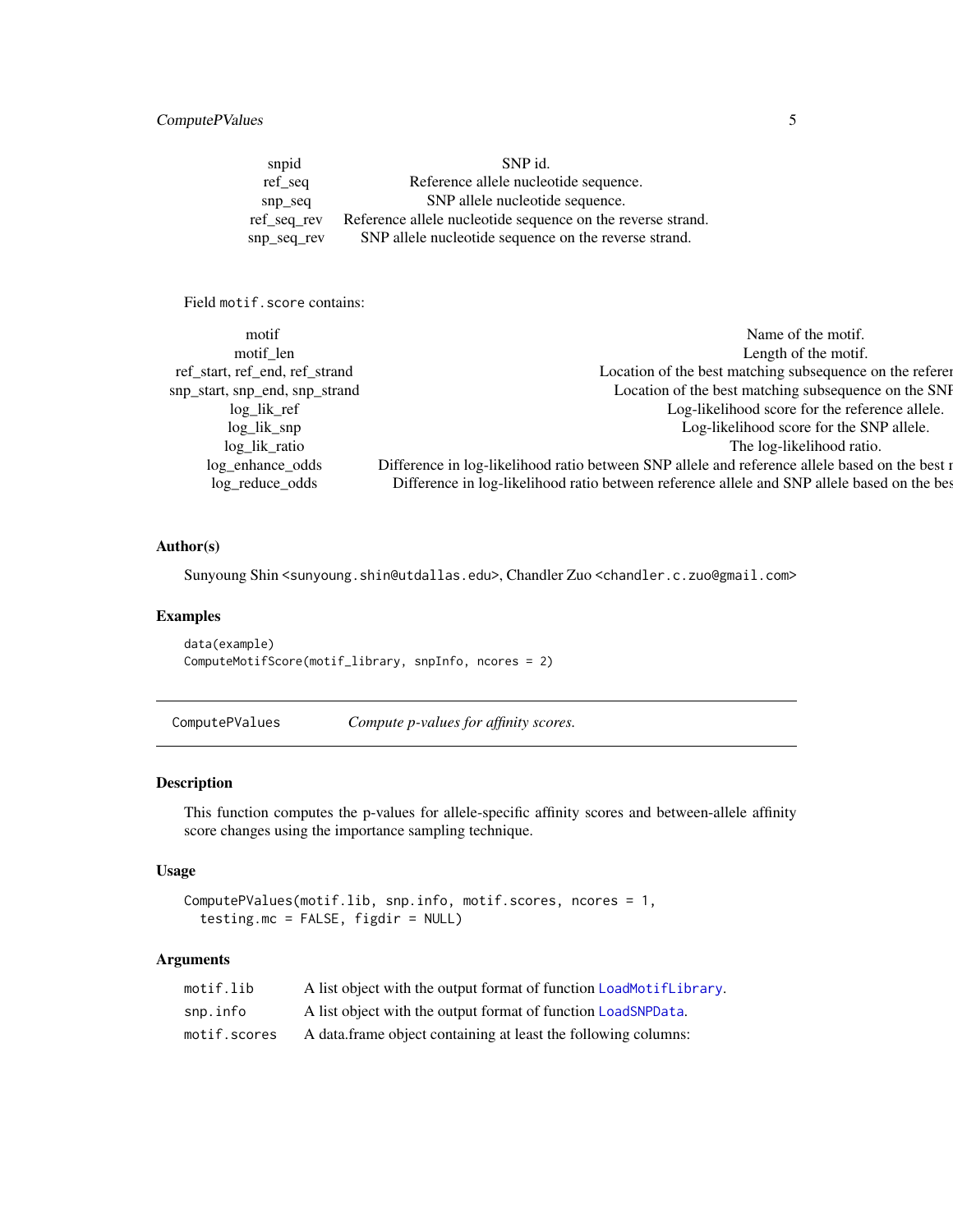| | |
|---|---|
| snpid | SNP id. |
| ref_seq | Reference allele nucleotide sequence. |
| snp_seq | SNP allele nucleotide sequence. |
| ref_seq_rev | Reference allele nucleotide sequence on the reverse strand. |
| snp_seq_rev | SNP allele nucleotide sequence on the reverse strand. |

Field `motif.score` contains:

| | |
|---|---|
| motif | Name of the motif. |
| motif_len | Length of the motif. |
| ref_start, ref_end, ref_strand | Location of the best matching subsequence on the referen |
| snp_start, snp_end, snp_strand | Location of the best matching subsequence on the SNP |
| log_lik_ref | Log-likelihood score for the reference allele. |
| log_lik_snp | Log-likelihood score for the SNP allele. |
| log_lik_ratio | The log-likelihood ratio. |
| log_enhance_odds | Difference in log-likelihood ratio between SNP allele and reference allele based on the best m |
| log_reduce_odds | Difference in log-likelihood ratio between reference allele and SNP allele based on the bes |

### Author(s)

Sunyoung Shin <`sunyoung.shin@utdallas.edu`>, Chandler Zuo <`chandler.c.zuo@gmail.com`>

### Examples

```
data(example)
ComputeMotifScore(motif_library, snpInfo, ncores = 2)
```

---

## ComputePValues &nbsp;&nbsp;&nbsp; *Compute p-values for affinity scores.*

---

### Description

This function computes the p-values for allele-specific affinity scores and between-allele affinity score changes using the importance sampling technique.

### Usage

```
ComputePValues(motif.lib, snp.info, motif.scores, ncores = 1,
  testing.mc = FALSE, figdir = NULL)
```

### Arguments

| | |
|---|---|
| `motif.lib` | A list object with the output format of function `LoadMotifLibrary`. |
| `snp.info` | A list object with the output format of function `LoadSNPData`. |
| `motif.scores` | A data.frame object containing at least the following columns: |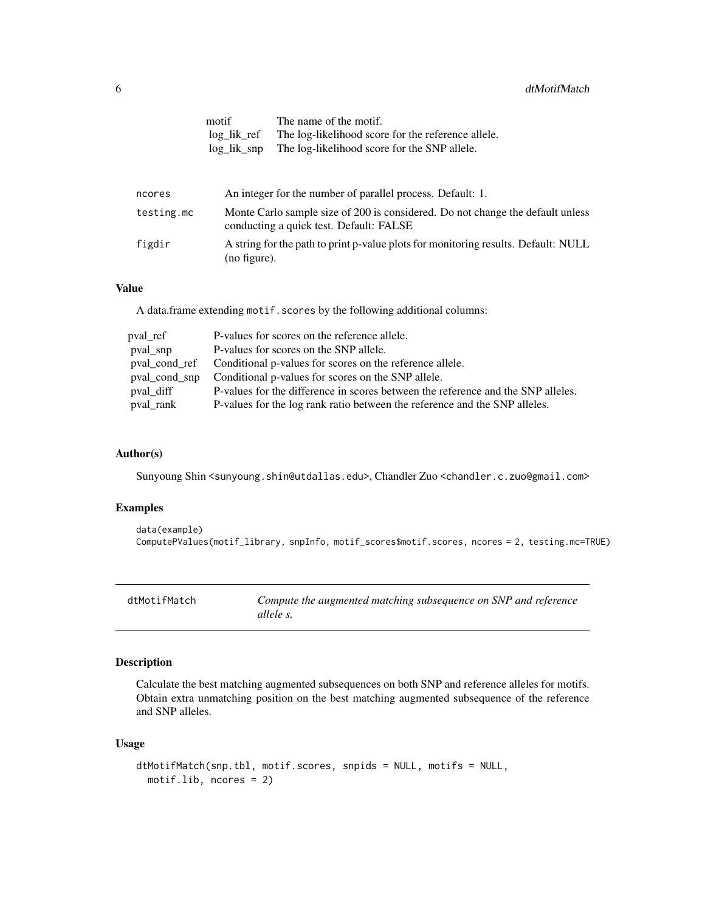| | |
|---|---|
| motif | The name of the motif. |
| log_lik_ref | The log-likelihood score for the reference allele. |
| log_lik_snp | The log-likelihood score for the SNP allele. |

| | |
|---|---|
| ncores | An integer for the number of parallel process. Default: 1. |
| testing.mc | Monte Carlo sample size of 200 is considered. Do not change the default unless conducting a quick test. Default: FALSE |
| figdir | A string for the path to print p-value plots for monitoring results. Default: NULL (no figure). |

### Value

A data.frame extending `motif.scores` by the following additional columns:

| | |
|---|---|
| pval_ref | P-values for scores on the reference allele. |
| pval_snp | P-values for scores on the SNP allele. |
| pval_cond_ref | Conditional p-values for scores on the reference allele. |
| pval_cond_snp | Conditional p-values for scores on the SNP allele. |
| pval_diff | P-values for the difference in scores between the reference and the SNP alleles. |
| pval_rank | P-values for the log rank ratio between the reference and the SNP alleles. |

### Author(s)

Sunyoung Shin <sunyoung.shin@utdallas.edu>, Chandler Zuo <chandler.c.zuo@gmail.com>

### Examples

```
data(example)
ComputePValues(motif_library, snpInfo, motif_scores$motif.scores, ncores = 2, testing.mc=TRUE)
```

---

## dtMotifMatch — *Compute the augmented matching subsequence on SNP and reference allele s.*

---

### Description

Calculate the best matching augmented subsequences on both SNP and reference alleles for motifs. Obtain extra unmatching position on the best matching augmented subsequence of the reference and SNP alleles.

### Usage

```
dtMotifMatch(snp.tbl, motif.scores, snpids = NULL, motifs = NULL,
  motif.lib, ncores = 2)
```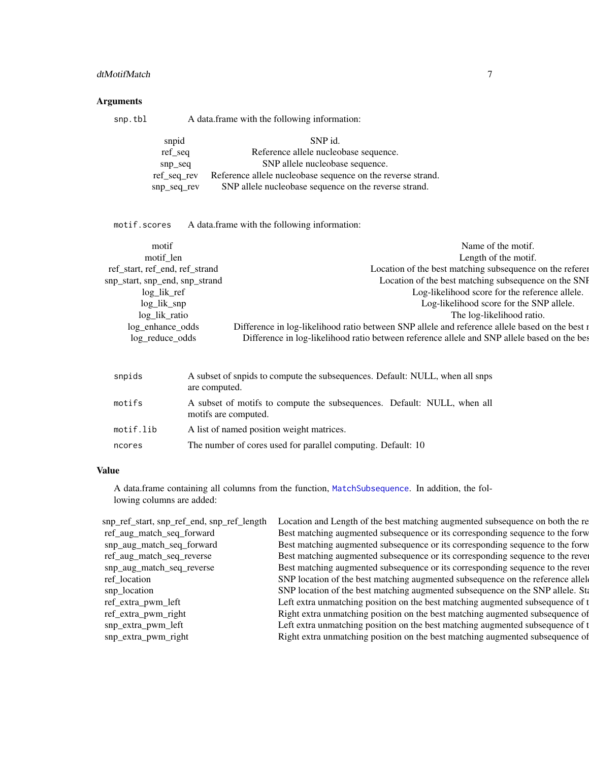### Arguments

**snp.tbl** A data.frame with the following information:

| | |
|---|---|
| snpid | SNP id. |
| ref_seq | Reference allele nucleobase sequence. |
| snp_seq | SNP allele nucleobase sequence. |
| ref_seq_rev | Reference allele nucleobase sequence on the reverse strand. |
| snp_seq_rev | SNP allele nucleobase sequence on the reverse strand. |

**motif.scores** A data.frame with the following information:

| | |
|---|---|
| motif | Name of the motif. |
| motif_len | Length of the motif. |
| ref_start, ref_end, ref_strand | Location of the best matching subsequence on the referer |
| snp_start, snp_end, snp_strand | Location of the best matching subsequence on the SNI |
| log_lik_ref | Log-likelihood score for the reference allele. |
| log_lik_snp | Log-likelihood score for the SNP allele. |
| log_lik_ratio | The log-likelihood ratio. |
| log_enhance_odds | Difference in log-likelihood ratio between SNP allele and reference allele based on the best r |
| log_reduce_odds | Difference in log-likelihood ratio between reference allele and SNP allele based on the bes |

**snpids** A subset of snpids to compute the subsequences. Default: NULL, when all snps are computed.

**motifs** A subset of motifs to compute the subsequences. Default: NULL, when all motifs are computed.

**motif.lib** A list of named position weight matrices.

**ncores** The number of cores used for parallel computing. Default: 10

### Value

A data.frame containing all columns from the function, MatchSubsequence. In addition, the following columns are added:

| | |
|---|---|
| snp_ref_start, snp_ref_end, snp_ref_length | Location and Length of the best matching augmented subsequence on both the re |
| ref_aug_match_seq_forward | Best matching augmented subsequence or its corresponding sequence to the forw |
| snp_aug_match_seq_forward | Best matching augmented subsequence or its corresponding sequence to the forw |
| ref_aug_match_seq_reverse | Best matching augmented subsequence or its corresponding sequence to the rever |
| snp_aug_match_seq_reverse | Best matching augmented subsequence or its corresponding sequence to the rever |
| ref_location | SNP location of the best matching augmented subsequence on the reference allel |
| snp_location | SNP location of the best matching augmented subsequence on the SNP allele. Sta |
| ref_extra_pwm_left | Left extra unmatching position on the best matching augmented subsequence of t |
| ref_extra_pwm_right | Right extra unmatching position on the best matching augmented subsequence of |
| snp_extra_pwm_left | Left extra unmatching position on the best matching augmented subsequence of t |
| snp_extra_pwm_right | Right extra unmatching position on the best matching augmented subsequence of |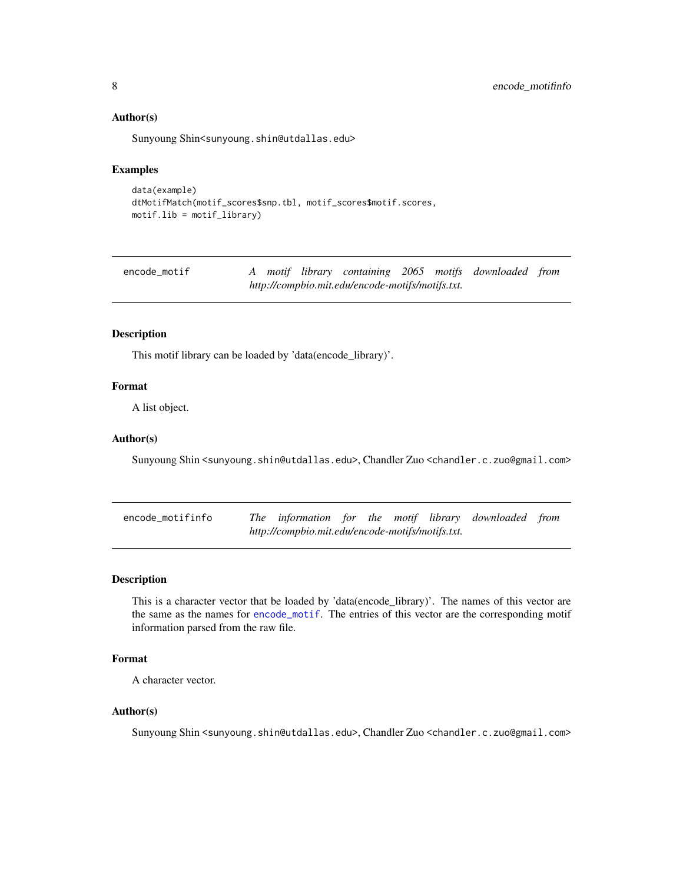### Author(s)

Sunyoung Shin<sunyoung.shin@utdallas.edu>

### Examples

```
data(example)
dtMotifMatch(motif_scores$snp.tbl, motif_scores$motif.scores,
motif.lib = motif_library)
```

---

## encode_motif — *A motif library containing 2065 motifs downloaded from http://compbio.mit.edu/encode-motifs/motifs.txt.*

---

### Description

This motif library can be loaded by 'data(encode_library)'.

### Format

A list object.

### Author(s)

Sunyoung Shin <sunyoung.shin@utdallas.edu>, Chandler Zuo <chandler.c.zuo@gmail.com>

---

## encode_motifinfo — *The information for the motif library downloaded from http://compbio.mit.edu/encode-motifs/motifs.txt.*

---

### Description

This is a character vector that be loaded by 'data(encode_library)'. The names of this vector are the same as the names for encode_motif. The entries of this vector are the corresponding motif information parsed from the raw file.

### Format

A character vector.

### Author(s)

Sunyoung Shin <sunyoung.shin@utdallas.edu>, Chandler Zuo <chandler.c.zuo@gmail.com>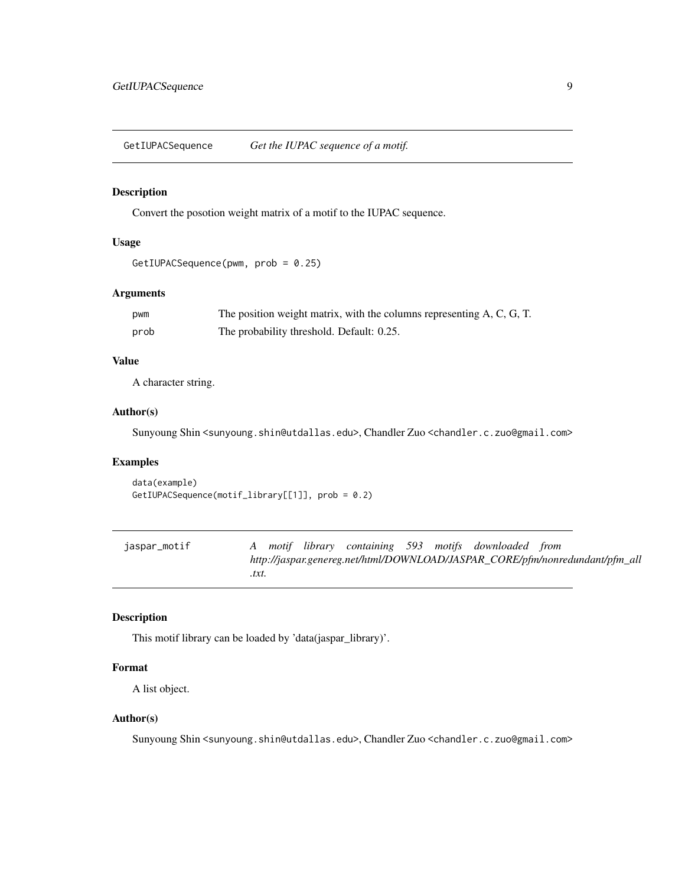## GetIUPACSequence — *Get the IUPAC sequence of a motif.*

### Description

Convert the posotion weight matrix of a motif to the IUPAC sequence.

### Usage

```
GetIUPACSequence(pwm, prob = 0.25)
```

### Arguments

| | |
|---|---|
| pwm | The position weight matrix, with the columns representing A, C, G, T. |
| prob | The probability threshold. Default: 0.25. |

### Value

A character string.

### Author(s)

Sunyoung Shin <sunyoung.shin@utdallas.edu>, Chandler Zuo <chandler.c.zuo@gmail.com>

### Examples

```
data(example)
GetIUPACSequence(motif_library[[1]], prob = 0.2)
```

## jaspar_motif — *A motif library containing 593 motifs downloaded from http://jaspar.genereg.net/html/DOWNLOAD/JASPAR_CORE/pfm/nonredundant/pfm_all.txt.*

### Description

This motif library can be loaded by 'data(jaspar_library)'.

### Format

A list object.

### Author(s)

Sunyoung Shin <sunyoung.shin@utdallas.edu>, Chandler Zuo <chandler.c.zuo@gmail.com>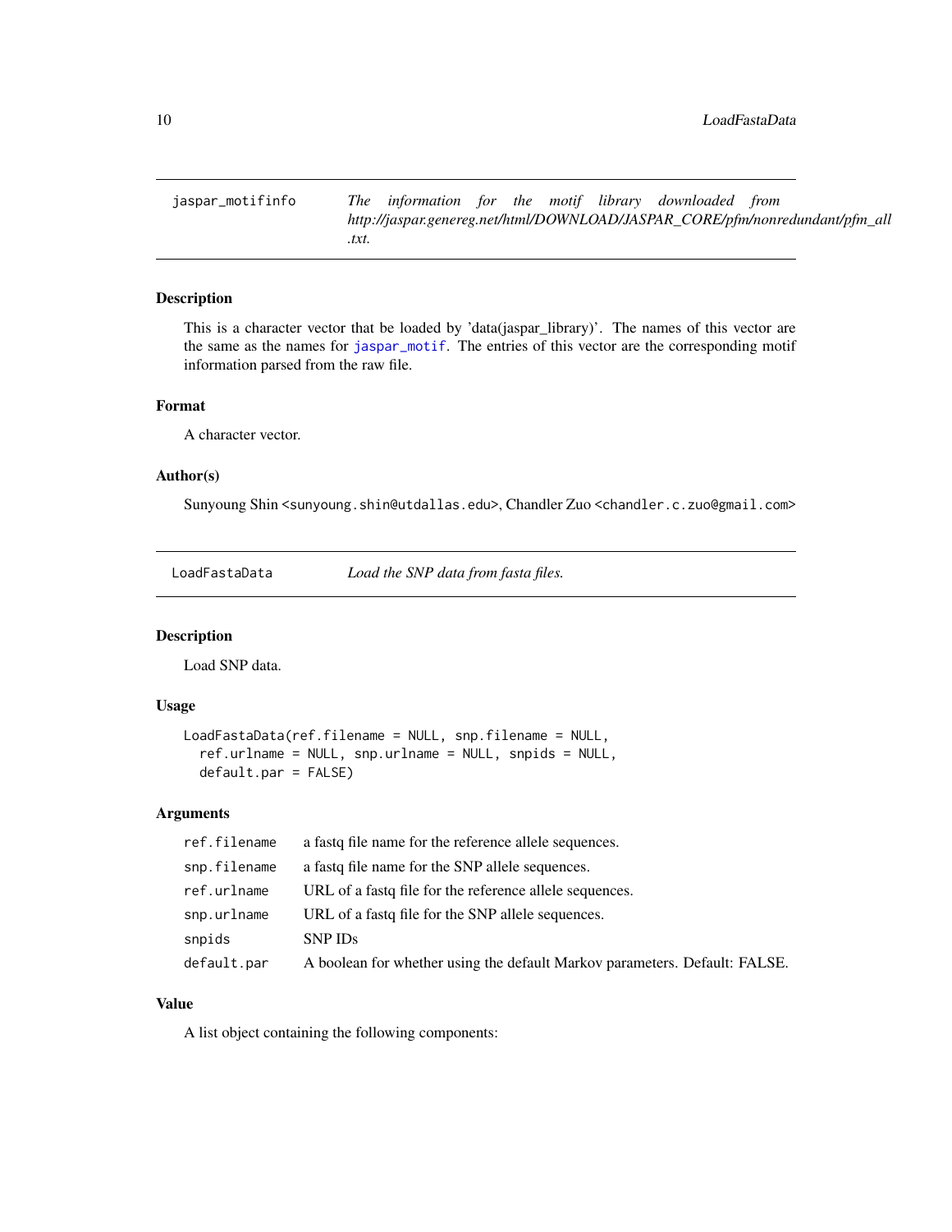## jaspar_motifinfo

*The information for the motif library downloaded from http://jaspar.genereg.net/html/DOWNLOAD/JASPAR_CORE/pfm/nonredundant/pfm_all.txt.*

### Description

This is a character vector that be loaded by 'data(jaspar_library)'. The names of this vector are the same as the names for `jaspar_motif`. The entries of this vector are the corresponding motif information parsed from the raw file.

### Format

A character vector.

### Author(s)

Sunyoung Shin <sunyoung.shin@utdallas.edu>, Chandler Zuo <chandler.c.zuo@gmail.com>

## LoadFastaData

*Load the SNP data from fasta files.*

### Description

Load SNP data.

### Usage

```
LoadFastaData(ref.filename = NULL, snp.filename = NULL,
  ref.urlname = NULL, snp.urlname = NULL, snpids = NULL,
  default.par = FALSE)
```

### Arguments

| | |
|---|---|
| `ref.filename` | a fastq file name for the reference allele sequences. |
| `snp.filename` | a fastq file name for the SNP allele sequences. |
| `ref.urlname` | URL of a fastq file for the reference allele sequences. |
| `snp.urlname` | URL of a fastq file for the SNP allele sequences. |
| `snpids` | SNP IDs |
| `default.par` | A boolean for whether using the default Markov parameters. Default: FALSE. |

### Value

A list object containing the following components: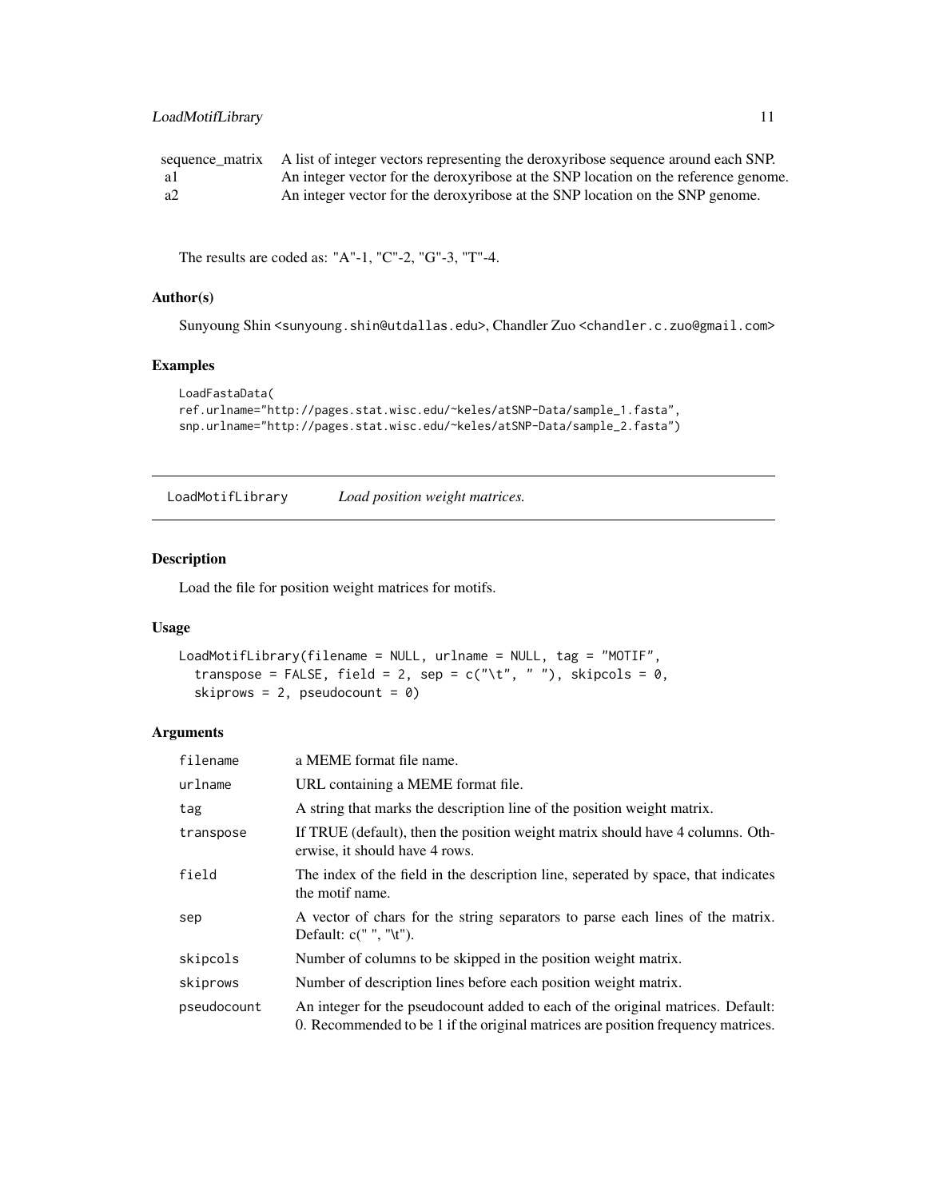| | |
|---|---|
| sequence_matrix | A list of integer vectors representing the deroxyribose sequence around each SNP. |
| a1 | An integer vector for the deroxyribose at the SNP location on the reference genome. |
| a2 | An integer vector for the deroxyribose at the SNP location on the SNP genome. |

The results are coded as: "A"-1, "C"-2, "G"-3, "T"-4.

### Author(s)

Sunyoung Shin <sunyoung.shin@utdallas.edu>, Chandler Zuo <chandler.c.zuo@gmail.com>

### Examples

```
LoadFastaData(
ref.urlname="http://pages.stat.wisc.edu/~keles/atSNP-Data/sample_1.fasta",
snp.urlname="http://pages.stat.wisc.edu/~keles/atSNP-Data/sample_2.fasta")
```

---

## LoadMotifLibrary *Load position weight matrices.*

### Description

Load the file for position weight matrices for motifs.

### Usage

```
LoadMotifLibrary(filename = NULL, urlname = NULL, tag = "MOTIF",
  transpose = FALSE, field = 2, sep = c("\t", " "), skipcols = 0,
  skiprows = 2, pseudocount = 0)
```

### Arguments

| | |
|---|---|
| filename | a MEME format file name. |
| urlname | URL containing a MEME format file. |
| tag | A string that marks the description line of the position weight matrix. |
| transpose | If TRUE (default), then the position weight matrix should have 4 columns. Otherwise, it should have 4 rows. |
| field | The index of the field in the description line, seperated by space, that indicates the motif name. |
| sep | A vector of chars for the string separators to parse each lines of the matrix. Default: c(" ", "\t"). |
| skipcols | Number of columns to be skipped in the position weight matrix. |
| skiprows | Number of description lines before each position weight matrix. |
| pseudocount | An integer for the pseudocount added to each of the original matrices. Default: 0. Recommended to be 1 if the original matrices are position frequency matrices. |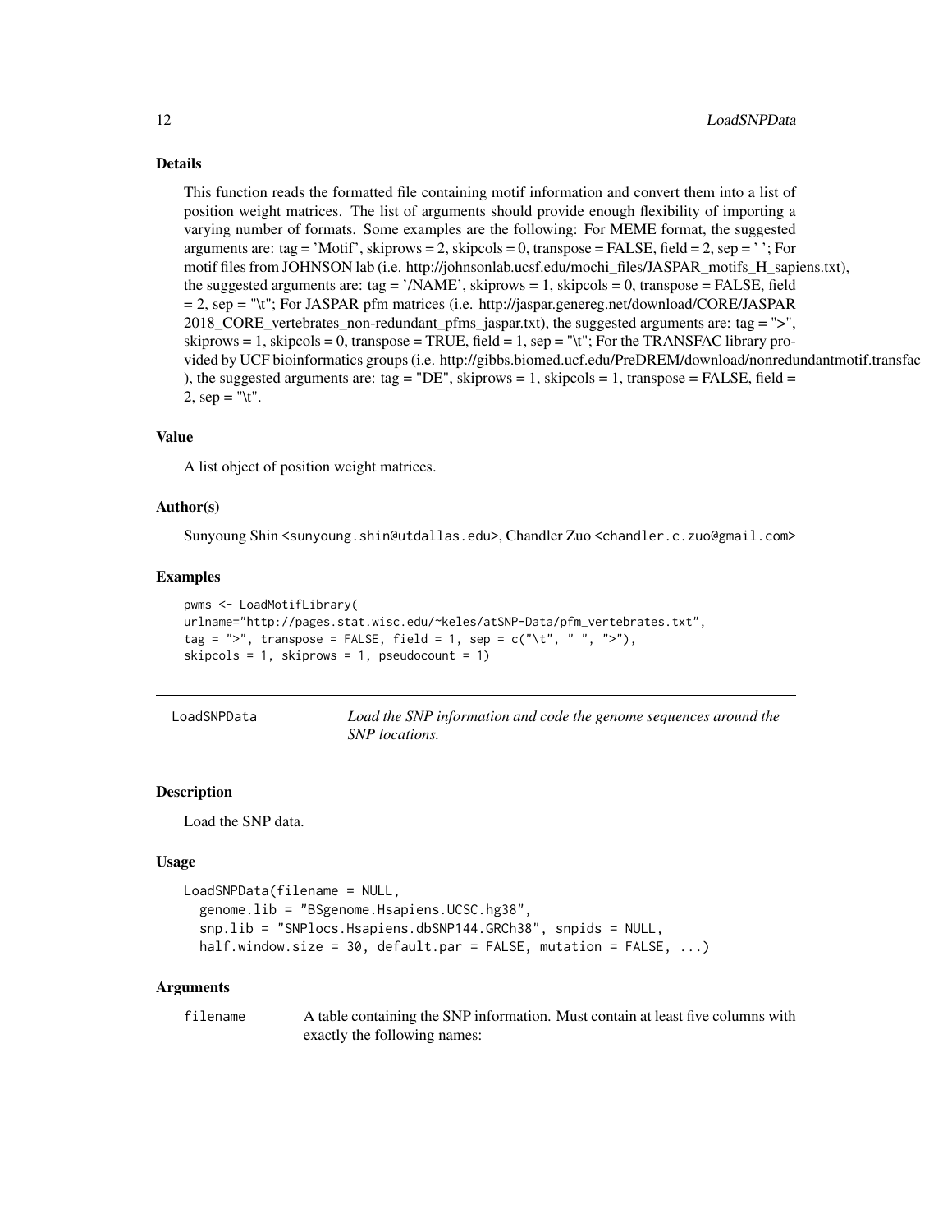### Details

This function reads the formatted file containing motif information and convert them into a list of position weight matrices. The list of arguments should provide enough flexibility of importing a varying number of formats. Some examples are the following: For MEME format, the suggested arguments are: tag = 'Motif', skiprows = 2, skipcols = 0, transpose = FALSE, field = 2, sep = ' '; For motif files from JOHNSON lab (i.e. http://johnsonlab.ucsf.edu/mochi_files/JASPAR_motifs_H_sapiens.txt), the suggested arguments are: tag = '/NAME', skiprows = 1, skipcols = 0, transpose = FALSE, field = 2, sep = "\t"; For JASPAR pfm matrices (i.e. http://jaspar.genereg.net/download/CORE/JASPAR 2018_CORE_vertebrates_non-redundant_pfms_jaspar.txt), the suggested arguments are: tag = ">", skiprows = 1, skipcols = 0, transpose = TRUE, field = 1, sep = "\t"; For the TRANSFAC library provided by UCF bioinformatics groups (i.e. http://gibbs.biomed.ucf.edu/PreDREM/download/nonredundantmotif.transfac ), the suggested arguments are: tag = "DE", skiprows = 1, skipcols = 1, transpose = FALSE, field = 2, sep = "\t".

### Value

A list object of position weight matrices.

### Author(s)

Sunyoung Shin <sunyoung.shin@utdallas.edu>, Chandler Zuo <chandler.c.zuo@gmail.com>

### Examples

```
pwms <- LoadMotifLibrary(
urlname="http://pages.stat.wisc.edu/~keles/atSNP-Data/pfm_vertebrates.txt",
tag = ">", transpose = FALSE, field = 1, sep = c("\t", " ", ">"),
skipcols = 1, skiprows = 1, pseudocount = 1)
```

---

## LoadSNPData — *Load the SNP information and code the genome sequences around the SNP locations.*

### Description

Load the SNP data.

### Usage

```
LoadSNPData(filename = NULL,
  genome.lib = "BSgenome.Hsapiens.UCSC.hg38",
  snp.lib = "SNPlocs.Hsapiens.dbSNP144.GRCh38", snpids = NULL,
  half.window.size = 30, default.par = FALSE, mutation = FALSE, ...)
```

### Arguments

`filename` A table containing the SNP information. Must contain at least five columns with exactly the following names: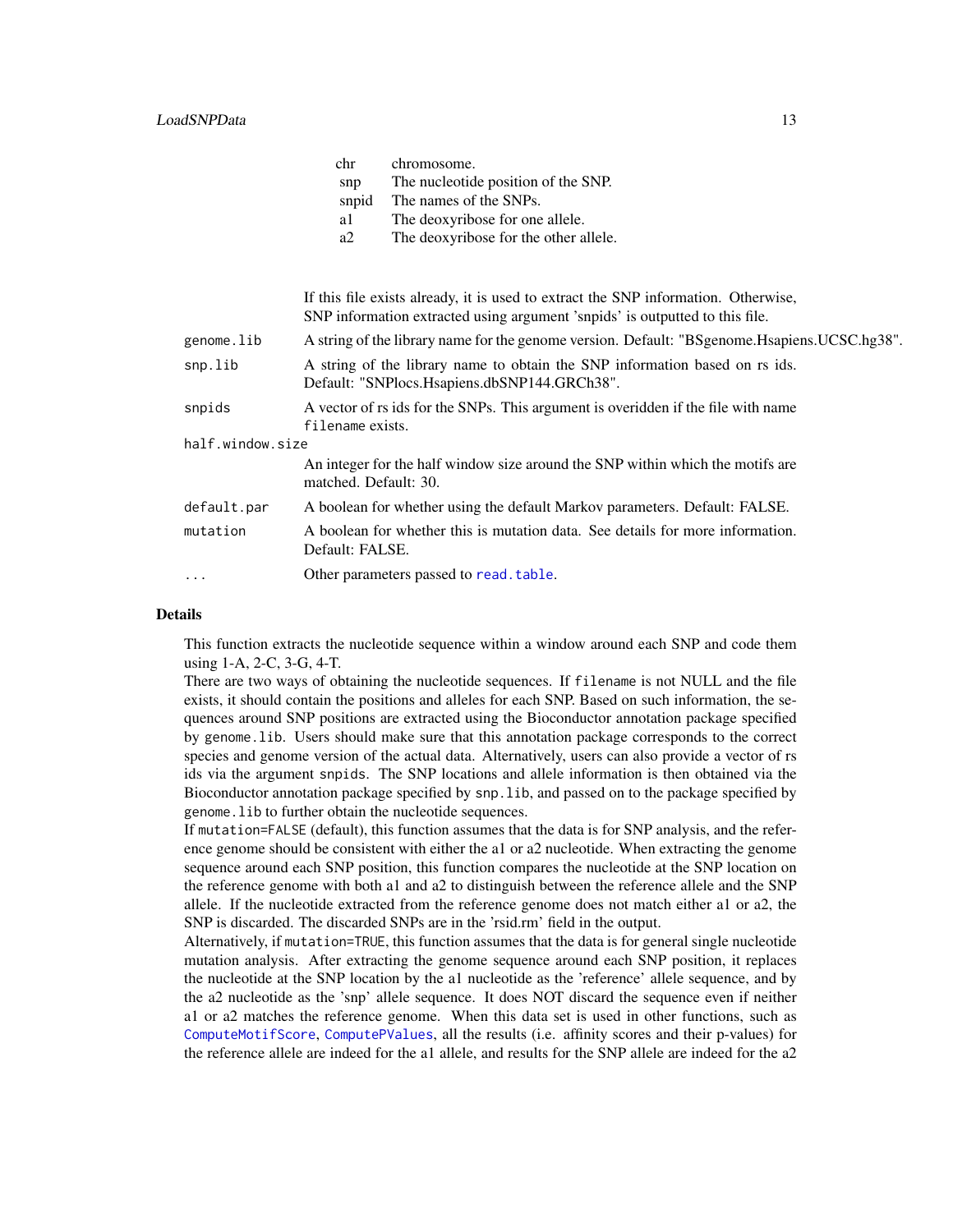| | |
|---|---|
| chr | chromosome. |
| snp | The nucleotide position of the SNP. |
| snpid | The names of the SNPs. |
| a1 | The deoxyribose for one allele. |
| a2 | The deoxyribose for the other allele. |

If this file exists already, it is used to extract the SNP information. Otherwise, SNP information extracted using argument 'snpids' is outputted to this file.

| | |
|---|---|
| `genome.lib` | A string of the library name for the genome version. Default: "BSgenome.Hsapiens.UCSC.hg38". |
| `snp.lib` | A string of the library name to obtain the SNP information based on rs ids. Default: "SNPlocs.Hsapiens.dbSNP144.GRCh38". |
| `snpids` | A vector of rs ids for the SNPs. This argument is overidden if the file with name `filename` exists. |
| `half.window.size` | An integer for the half window size around the SNP within which the motifs are matched. Default: 30. |
| `default.par` | A boolean for whether using the default Markov parameters. Default: FALSE. |
| `mutation` | A boolean for whether this is mutation data. See details for more information. Default: FALSE. |
| `...` | Other parameters passed to `read.table`. |

## Details

This function extracts the nucleotide sequence within a window around each SNP and code them using 1-A, 2-C, 3-G, 4-T.

There are two ways of obtaining the nucleotide sequences. If `filename` is not NULL and the file exists, it should contain the positions and alleles for each SNP. Based on such information, the sequences around SNP positions are extracted using the Bioconductor annotation package specified by `genome.lib`. Users should make sure that this annotation package corresponds to the correct species and genome version of the actual data. Alternatively, users can also provide a vector of rs ids via the argument `snpids`. The SNP locations and allele information is then obtained via the Bioconductor annotation package specified by `snp.lib`, and passed on to the package specified by `genome.lib` to further obtain the nucleotide sequences.

If `mutation=FALSE` (default), this function assumes that the data is for SNP analysis, and the reference genome should be consistent with either the a1 or a2 nucleotide. When extracting the genome sequence around each SNP position, this function compares the nucleotide at the SNP location on the reference genome with both a1 and a2 to distinguish between the reference allele and the SNP allele. If the nucleotide extracted from the reference genome does not match either a1 or a2, the SNP is discarded. The discarded SNPs are in the 'rsid.rm' field in the output.

Alternatively, if `mutation=TRUE`, this function assumes that the data is for general single nucleotide mutation analysis. After extracting the genome sequence around each SNP position, it replaces the nucleotide at the SNP location by the a1 nucleotide as the 'reference' allele sequence, and by the a2 nucleotide as the 'snp' allele sequence. It does NOT discard the sequence even if neither a1 or a2 matches the reference genome. When this data set is used in other functions, such as `ComputeMotifScore`, `ComputePValues`, all the results (i.e. affinity scores and their p-values) for the reference allele are indeed for the a1 allele, and results for the SNP allele are indeed for the a2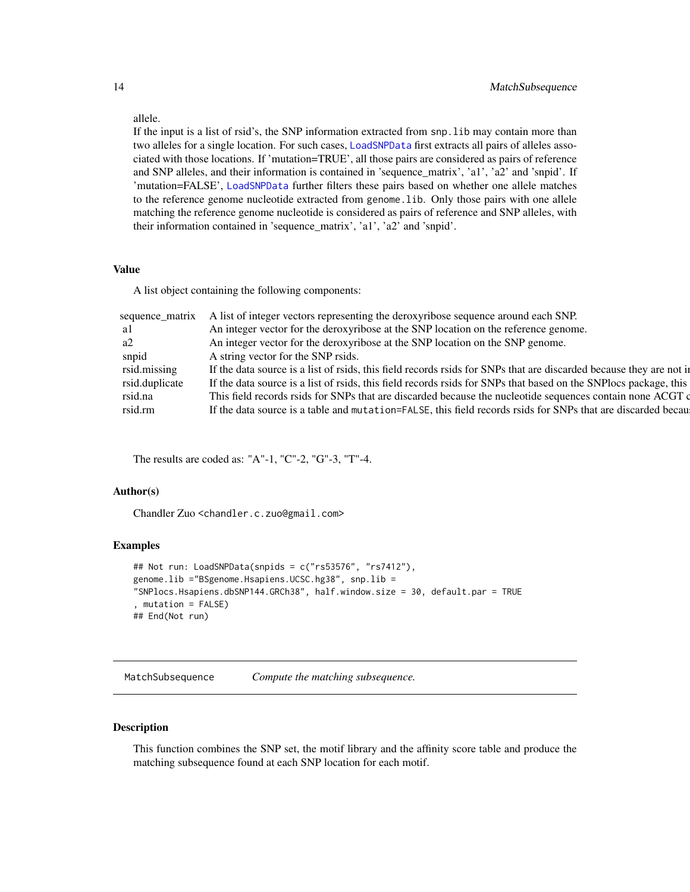allele.

If the input is a list of rsid's, the SNP information extracted from `snp.lib` may contain more than two alleles for a single location. For such cases, `LoadSNPData` first extracts all pairs of alleles associated with those locations. If 'mutation=TRUE', all those pairs are considered as pairs of reference and SNP alleles, and their information is contained in 'sequence_matrix', 'a1', 'a2' and 'snpid'. If 'mutation=FALSE', `LoadSNPData` further filters these pairs based on whether one allele matches to the reference genome nucleotide extracted from `genome.lib`. Only those pairs with one allele matching the reference genome nucleotide is considered as pairs of reference and SNP alleles, with their information contained in 'sequence_matrix', 'a1', 'a2' and 'snpid'.

## Value

A list object containing the following components:

| | |
|---|---|
| sequence_matrix | A list of integer vectors representing the deroxyribose sequence around each SNP. |
| a1 | An integer vector for the deroxyribose at the SNP location on the reference genome. |
| a2 | An integer vector for the deroxyribose at the SNP location on the SNP genome. |
| snpid | A string vector for the SNP rsids. |
| rsid.missing | If the data source is a list of rsids, this field records rsids for SNPs that are discarded because they are not i |
| rsid.duplicate | If the data source is a list of rsids, this field records rsids for SNPs that based on the SNPlocs package, this |
| rsid.na | This field records rsids for SNPs that are discarded because the nucleotide sequences contain none ACGT c |
| rsid.rm | If the data source is a table and `mutation=FALSE`, this field records rsids for SNPs that are discarded becau |

The results are coded as: "A"-1, "C"-2, "G"-3, "T"-4.

## Author(s)

Chandler Zuo <chandler.c.zuo@gmail.com>

## Examples

```
## Not run: LoadSNPData(snpids = c("rs53576", "rs7412"),
genome.lib ="BSgenome.Hsapiens.UCSC.hg38", snp.lib =
"SNPlocs.Hsapiens.dbSNP144.GRCh38", half.window.size = 30, default.par = TRUE
, mutation = FALSE)
## End(Not run)
```

---

# MatchSubsequence *Compute the matching subsequence.*

## Description

This function combines the SNP set, the motif library and the affinity score table and produce the matching subsequence found at each SNP location for each motif.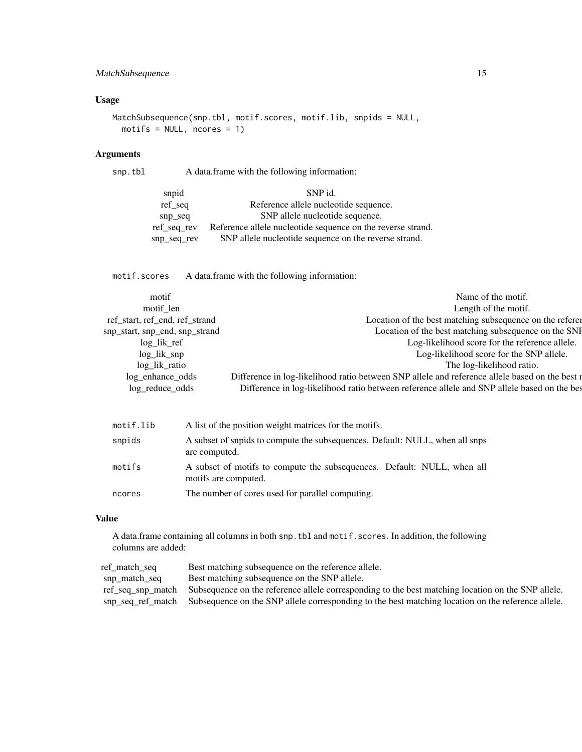## Usage

```
MatchSubsequence(snp.tbl, motif.scores, motif.lib, snpids = NULL,
  motifs = NULL, ncores = 1)
```

## Arguments

**snp.tbl** A data.frame with the following information:

| | |
|---|---|
| snpid | SNP id. |
| ref_seq | Reference allele nucleotide sequence. |
| snp_seq | SNP allele nucleotide sequence. |
| ref_seq_rev | Reference allele nucleotide sequence on the reverse strand. |
| snp_seq_rev | SNP allele nucleotide sequence on the reverse strand. |

**motif.scores** A data.frame with the following information:

| | |
|---|---|
| motif | Name of the motif. |
| motif_len | Length of the motif. |
| ref_start, ref_end, ref_strand | Location of the best matching subsequence on the referer |
| snp_start, snp_end, snp_strand | Location of the best matching subsequence on the SNF |
| log_lik_ref | Log-likelihood score for the reference allele. |
| log_lik_snp | Log-likelihood score for the SNP allele. |
| log_lik_ratio | The log-likelihood ratio. |
| log_enhance_odds | Difference in log-likelihood ratio between SNP allele and reference allele based on the best r |
| log_reduce_odds | Difference in log-likelihood ratio between reference allele and SNP allele based on the bes |

**motif.lib** A list of the position weight matrices for the motifs.

**snpids** A subset of snpids to compute the subsequences. Default: NULL, when all snps are computed.

**motifs** A subset of motifs to compute the subsequences. Default: NULL, when all motifs are computed.

**ncores** The number of cores used for parallel computing.

## Value

A data.frame containing all columns in both `snp.tbl` and `motif.scores`. In addition, the following columns are added:

| | |
|---|---|
| ref_match_seq | Best matching subsequence on the reference allele. |
| snp_match_seq | Best matching subsequence on the SNP allele. |
| ref_seq_snp_match | Subsequence on the reference allele corresponding to the best matching location on the SNP allele. |
| snp_seq_ref_match | Subsequence on the SNP allele corresponding to the best matching location on the reference allele. |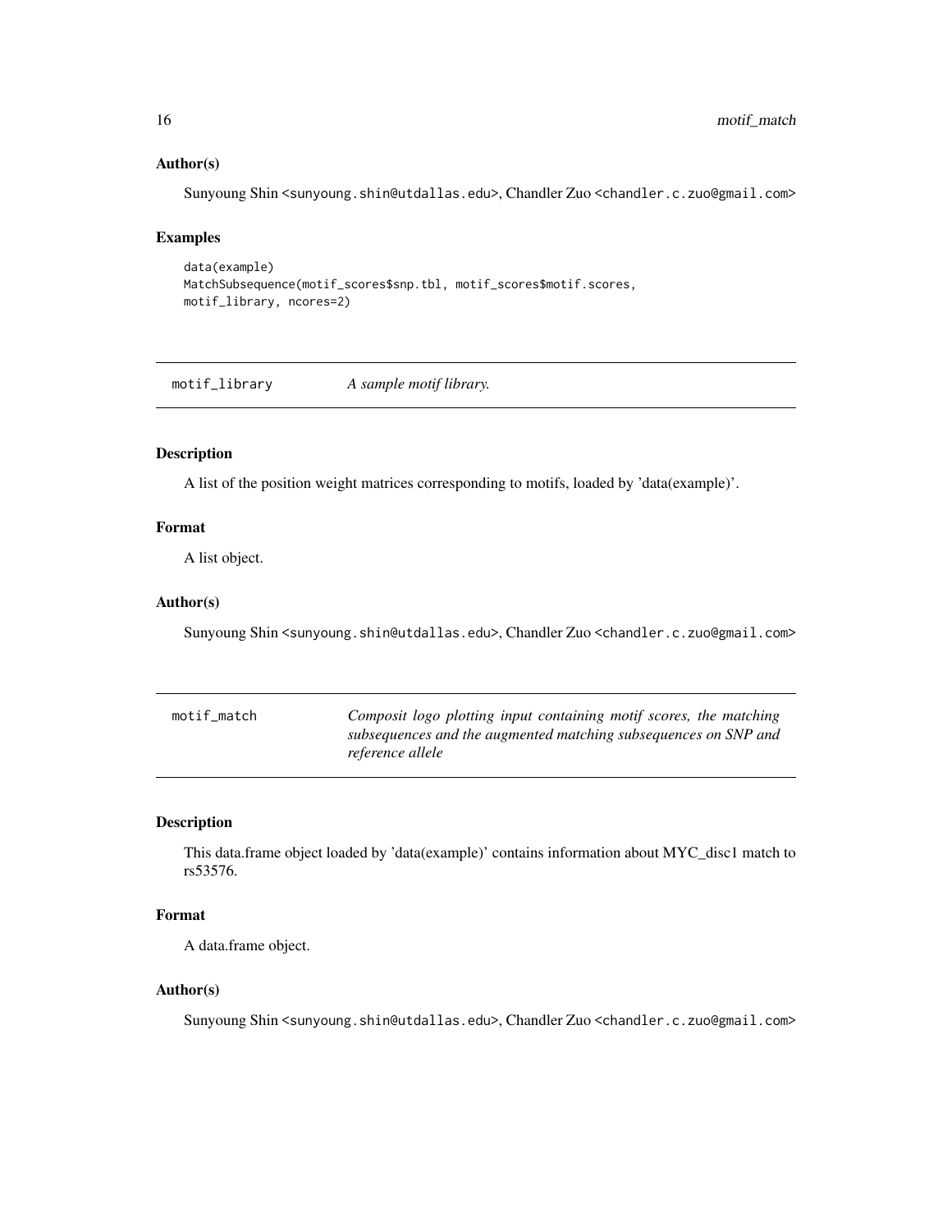### Author(s)

Sunyoung Shin <sunyoung.shin@utdallas.edu>, Chandler Zuo <chandler.c.zuo@gmail.com>

### Examples

```
data(example)
MatchSubsequence(motif_scores$snp.tbl, motif_scores$motif.scores,
motif_library, ncores=2)
```

---

## motif_library — *A sample motif library.*

### Description

A list of the position weight matrices corresponding to motifs, loaded by 'data(example)'.

### Format

A list object.

### Author(s)

Sunyoung Shin <sunyoung.shin@utdallas.edu>, Chandler Zuo <chandler.c.zuo@gmail.com>

---

## motif_match — *Composit logo plotting input containing motif scores, the matching subsequences and the augmented matching subsequences on SNP and reference allele*

### Description

This data.frame object loaded by 'data(example)' contains information about MYC_disc1 match to rs53576.

### Format

A data.frame object.

### Author(s)

Sunyoung Shin <sunyoung.shin@utdallas.edu>, Chandler Zuo <chandler.c.zuo@gmail.com>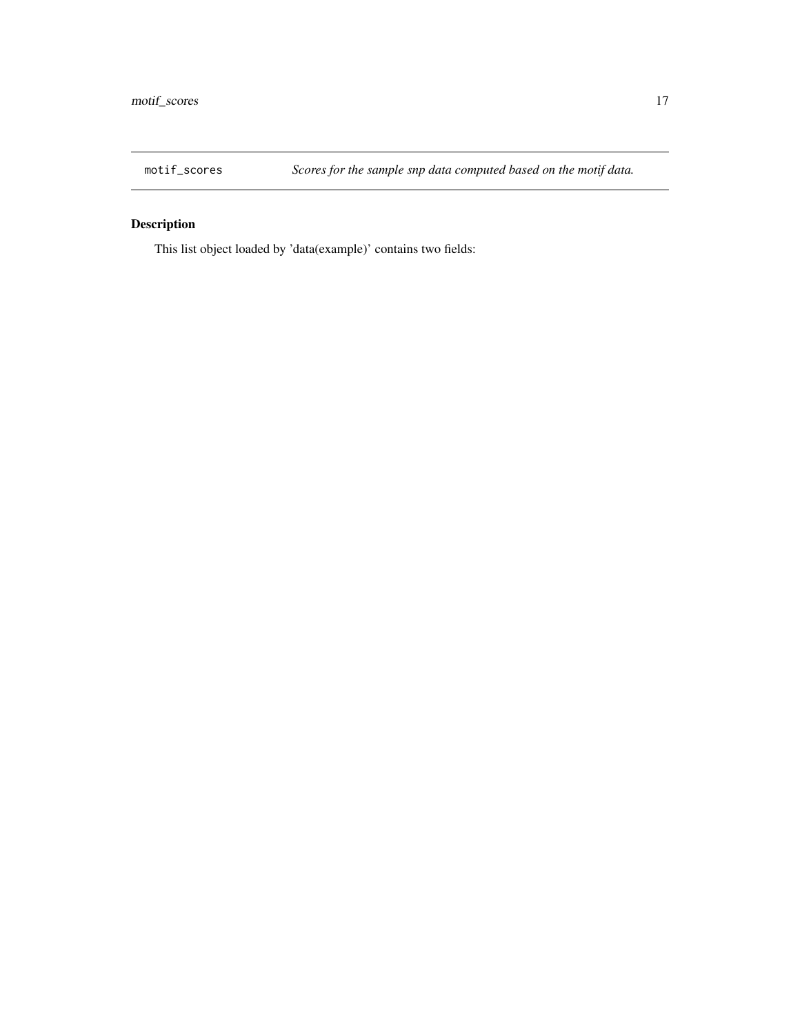`motif_scores` *Scores for the sample snp data computed based on the motif data.*

## Description

This list object loaded by 'data(example)' contains two fields: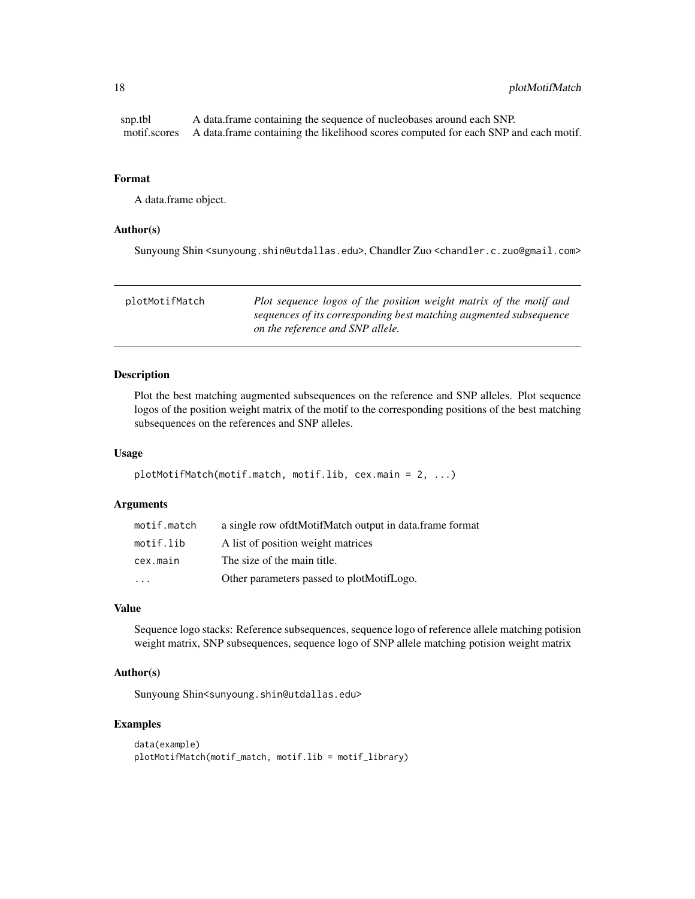| | |
|---|---|
| snp.tbl | A data.frame containing the sequence of nucleobases around each SNP. |
| motif.scores | A data.frame containing the likelihood scores computed for each SNP and each motif. |

### Format

A data.frame object.

### Author(s)

Sunyoung Shin <sunyoung.shin@utdallas.edu>, Chandler Zuo <chandler.c.zuo@gmail.com>

---

## plotMotifMatch — *Plot sequence logos of the position weight matrix of the motif and sequences of its corresponding best matching augmented subsequence on the reference and SNP allele.*

---

### Description

Plot the best matching augmented subsequences on the reference and SNP alleles. Plot sequence logos of the position weight matrix of the motif to the corresponding positions of the best matching subsequences on the references and SNP alleles.

### Usage

```
plotMotifMatch(motif.match, motif.lib, cex.main = 2, ...)
```

### Arguments

| | |
|---|---|
| motif.match | a single row ofdtMotifMatch output in data.frame format |
| motif.lib | A list of position weight matrices |
| cex.main | The size of the main title. |
| ... | Other parameters passed to plotMotifLogo. |

### Value

Sequence logo stacks: Reference subsequences, sequence logo of reference allele matching potision weight matrix, SNP subsequences, sequence logo of SNP allele matching potision weight matrix

### Author(s)

Sunyoung Shin<sunyoung.shin@utdallas.edu>

### Examples

```
data(example)
plotMotifMatch(motif_match, motif.lib = motif_library)
```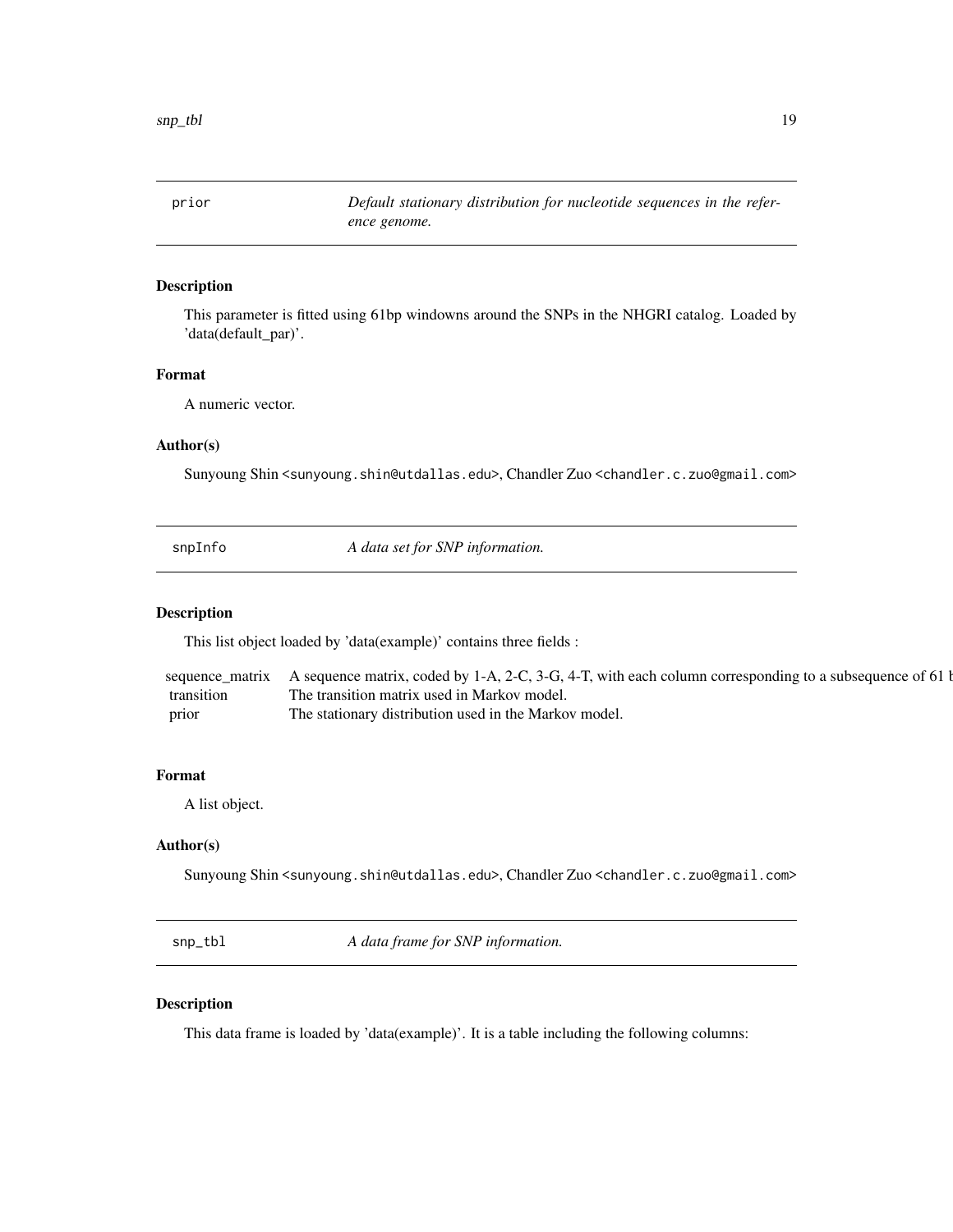## prior — *Default stationary distribution for nucleotide sequences in the reference genome.*

### Description

This parameter is fitted using 61bp windowns around the SNPs in the NHGRI catalog. Loaded by 'data(default_par)'.

### Format

A numeric vector.

### Author(s)

Sunyoung Shin <sunyoung.shin@utdallas.edu>, Chandler Zuo <chandler.c.zuo@gmail.com>

## snpInfo — *A data set for SNP information.*

### Description

This list object loaded by 'data(example)' contains three fields :

| | |
|---|---|
| sequence_matrix | A sequence matrix, coded by 1-A, 2-C, 3-G, 4-T, with each column corresponding to a subsequence of 61 b |
| transition | The transition matrix used in Markov model. |
| prior | The stationary distribution used in the Markov model. |

### Format

A list object.

### Author(s)

Sunyoung Shin <sunyoung.shin@utdallas.edu>, Chandler Zuo <chandler.c.zuo@gmail.com>

## snp_tbl — *A data frame for SNP information.*

### Description

This data frame is loaded by 'data(example)'. It is a table including the following columns: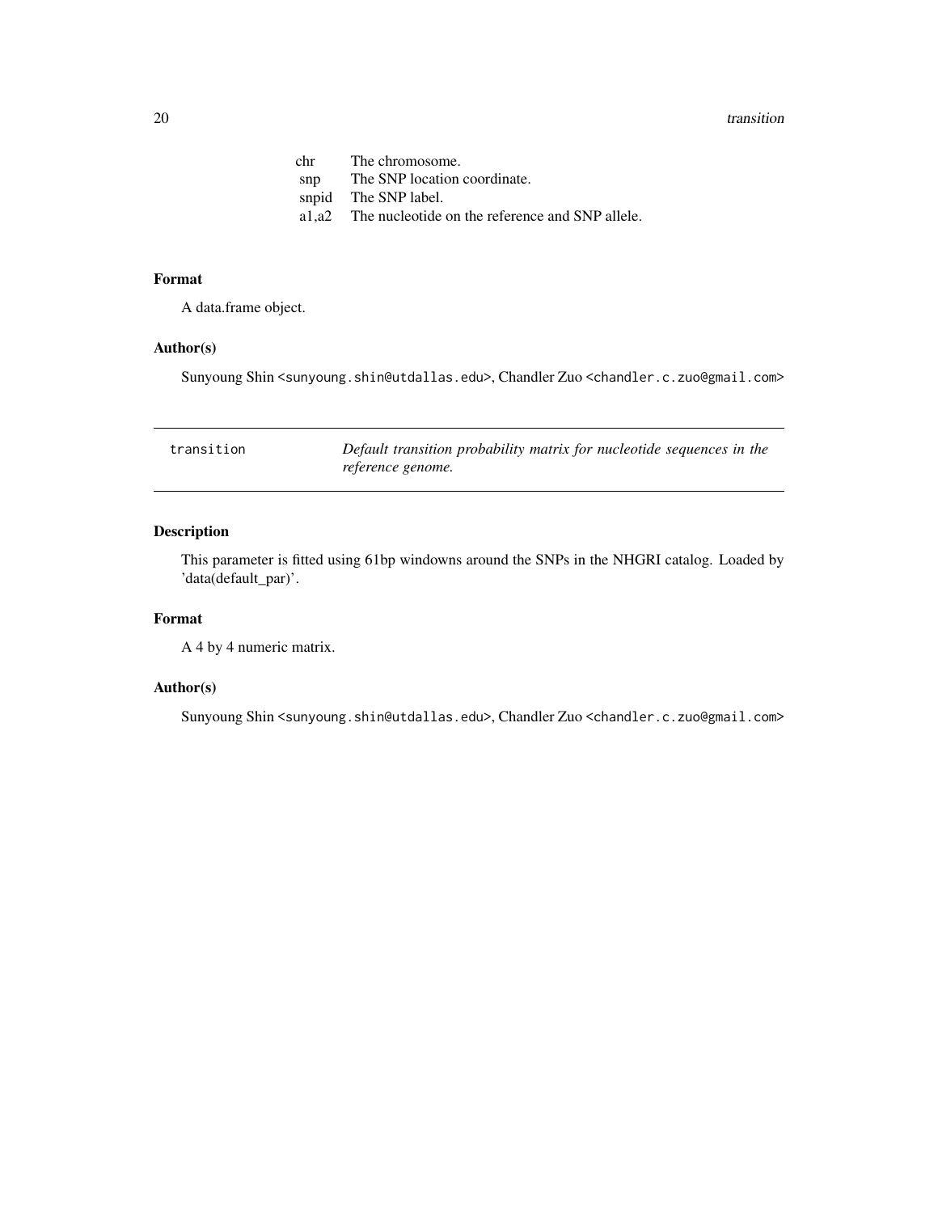| | |
|---|---|
| chr | The chromosome. |
| snp | The SNP location coordinate. |
| snpid | The SNP label. |
| a1,a2 | The nucleotide on the reference and SNP allele. |

### Format

A data.frame object.

### Author(s)

Sunyoung Shin <sunyoung.shin@utdallas.edu>, Chandler Zuo <chandler.c.zuo@gmail.com>

---

## transition — *Default transition probability matrix for nucleotide sequences in the reference genome.*

---

### Description

This parameter is fitted using 61bp windowns around the SNPs in the NHGRI catalog. Loaded by 'data(default_par)'.

### Format

A 4 by 4 numeric matrix.

### Author(s)

Sunyoung Shin <sunyoung.shin@utdallas.edu>, Chandler Zuo <chandler.c.zuo@gmail.com>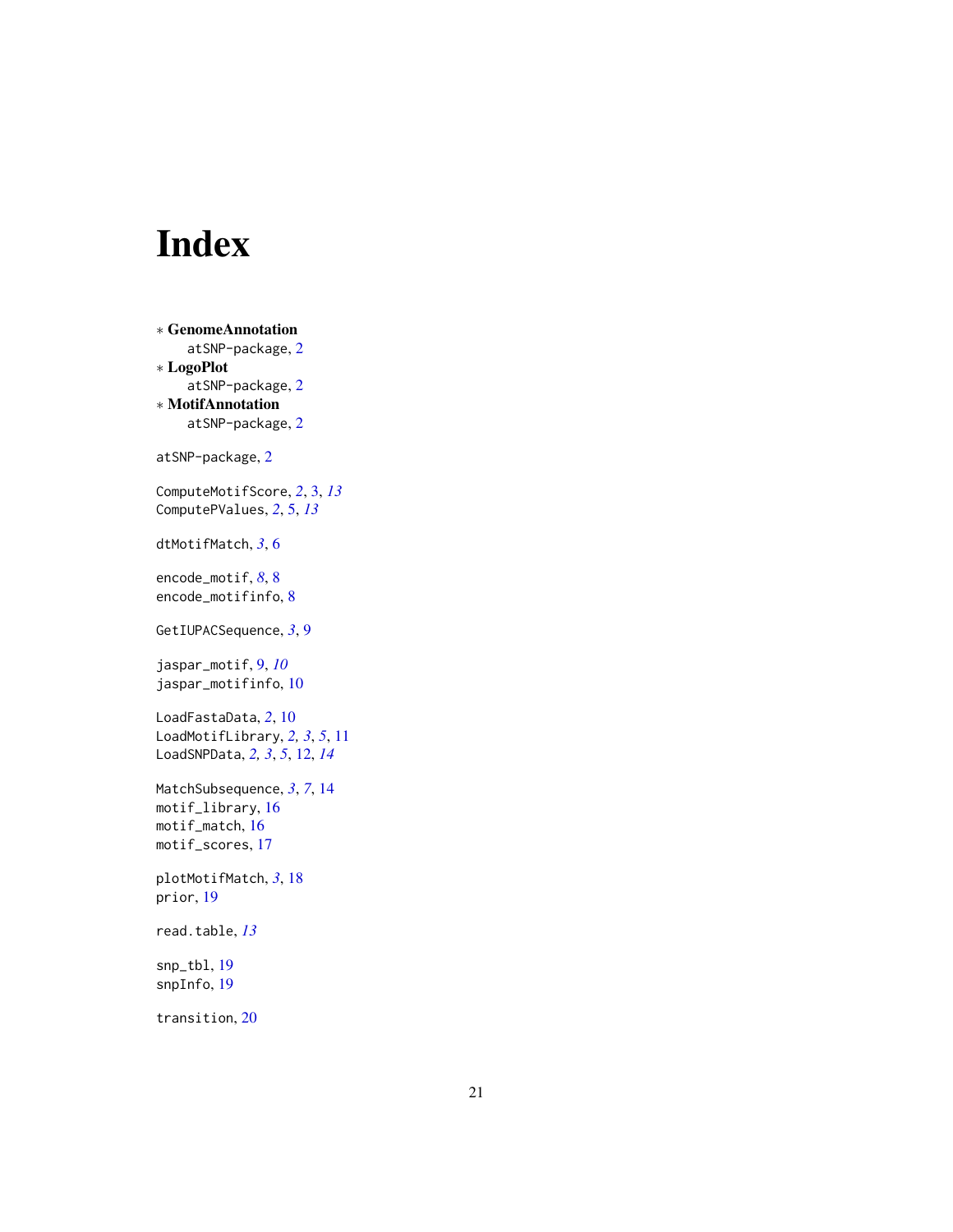# Index

* **GenomeAnnotation**
  atSNP-package, 2
* **LogoPlot**
  atSNP-package, 2
* **MotifAnnotation**
  atSNP-package, 2

atSNP-package, 2

ComputeMotifScore, *2*, 3, *13*
ComputePValues, *2*, 5, *13*

dtMotifMatch, *3*, 6

encode_motif, *8*, 8
encode_motifinfo, 8

GetIUPACSequence, *3*, 9

jaspar_motif, 9, *10*
jaspar_motifinfo, 10

LoadFastaData, *2*, 10
LoadMotifLibrary, *2, 3*, *5*, 11
LoadSNPData, *2, 3*, *5*, 12, *14*

MatchSubsequence, *3*, *7*, 14
motif_library, 16
motif_match, 16
motif_scores, 17

plotMotifMatch, *3*, 18
prior, 19

read.table, *13*

snp_tbl, 19
snpInfo, 19

transition, 20